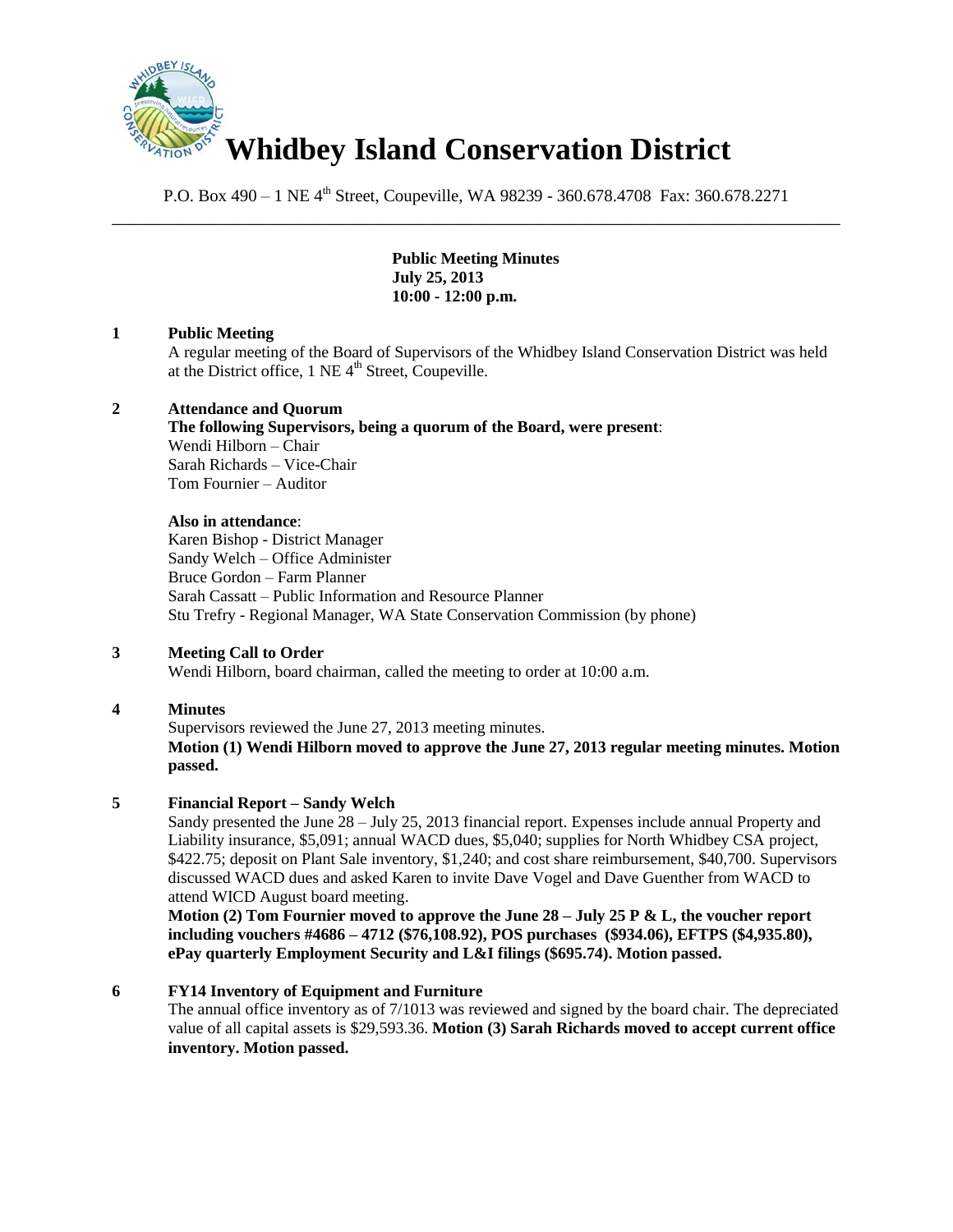# Whidbey Island Conservation District

P.O. Box 490 – 1 NE 4th Street, Coupeville, WA 98239 - 360.678.4708 Fax: 360.678.2271

---

**Public Meeting Minutes**
**July 25, 2013**
**10:00 - 12:00 p.m.**

**1 Public Meeting**

A regular meeting of the Board of Supervisors of the Whidbey Island Conservation District was held at the District office, 1 NE 4th Street, Coupeville.

**2 Attendance and Quorum**

**The following Supervisors, being a quorum of the Board, were present**:
Wendi Hilborn – Chair
Sarah Richards – Vice-Chair
Tom Fournier – Auditor

**Also in attendance**:
Karen Bishop - District Manager
Sandy Welch – Office Administer
Bruce Gordon – Farm Planner
Sarah Cassatt – Public Information and Resource Planner
Stu Trefry - Regional Manager, WA State Conservation Commission (by phone)

**3 Meeting Call to Order**

Wendi Hilborn, board chairman, called the meeting to order at 10:00 a.m.

**4 Minutes**

Supervisors reviewed the June 27, 2013 meeting minutes.
**Motion (1) Wendi Hilborn moved to approve the June 27, 2013 regular meeting minutes. Motion passed.**

**5 Financial Report – Sandy Welch**

Sandy presented the June 28 – July 25, 2013 financial report. Expenses include annual Property and Liability insurance, $5,091; annual WACD dues, $5,040; supplies for North Whidbey CSA project, $422.75; deposit on Plant Sale inventory, $1,240; and cost share reimbursement, $40,700. Supervisors discussed WACD dues and asked Karen to invite Dave Vogel and Dave Guenther from WACD to attend WICD August board meeting.
**Motion (2) Tom Fournier moved to approve the June 28 – July 25 P & L, the voucher report including vouchers #4686 – 4712 ($76,108.92), POS purchases ($934.06), EFTPS ($4,935.80), ePay quarterly Employment Security and L&I filings ($695.74). Motion passed.**

**6 FY14 Inventory of Equipment and Furniture**

The annual office inventory as of 7/1013 was reviewed and signed by the board chair. The depreciated value of all capital assets is $29,593.36. **Motion (3) Sarah Richards moved to accept current office inventory. Motion passed.**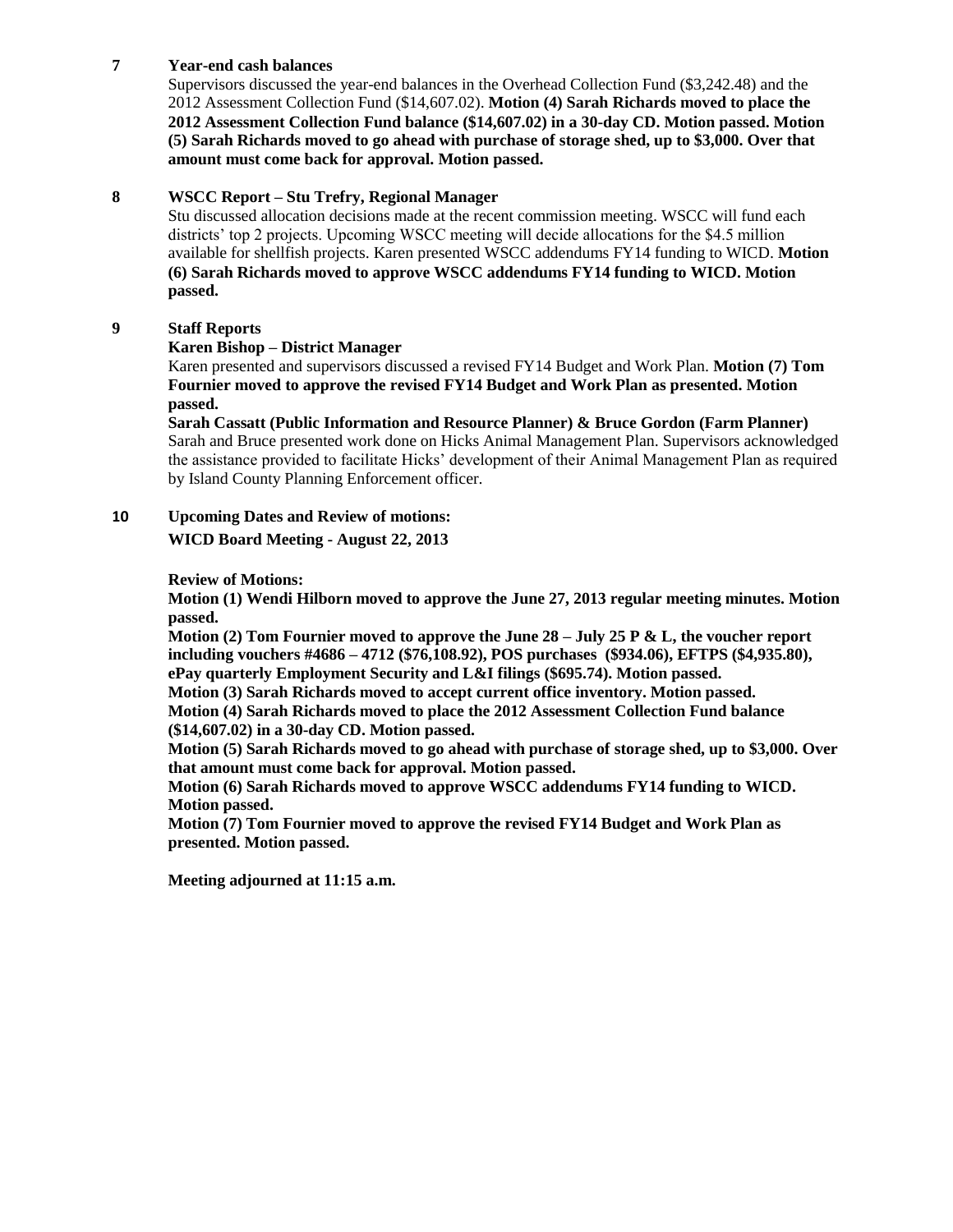**7 Year-end cash balances**

Supervisors discussed the year-end balances in the Overhead Collection Fund ($3,242.48) and the 2012 Assessment Collection Fund ($14,607.02). **Motion (4) Sarah Richards moved to place the 2012 Assessment Collection Fund balance ($14,607.02) in a 30-day CD. Motion passed. Motion (5) Sarah Richards moved to go ahead with purchase of storage shed, up to $3,000. Over that amount must come back for approval. Motion passed.**

**8 WSCC Report – Stu Trefry, Regional Manager**

Stu discussed allocation decisions made at the recent commission meeting. WSCC will fund each districts' top 2 projects. Upcoming WSCC meeting will decide allocations for the $4.5 million available for shellfish projects. Karen presented WSCC addendums FY14 funding to WICD. **Motion (6) Sarah Richards moved to approve WSCC addendums FY14 funding to WICD. Motion passed.**

**9 Staff Reports**

**Karen Bishop – District Manager**

Karen presented and supervisors discussed a revised FY14 Budget and Work Plan. **Motion (7) Tom Fournier moved to approve the revised FY14 Budget and Work Plan as presented. Motion passed.**

**Sarah Cassatt (Public Information and Resource Planner) & Bruce Gordon (Farm Planner)**

Sarah and Bruce presented work done on Hicks Animal Management Plan. Supervisors acknowledged the assistance provided to facilitate Hicks' development of their Animal Management Plan as required by Island County Planning Enforcement officer.

**10 Upcoming Dates and Review of motions:**

**WICD Board Meeting - August 22, 2013**

**Review of Motions:**

**Motion (1) Wendi Hilborn moved to approve the June 27, 2013 regular meeting minutes. Motion passed.**

**Motion (2) Tom Fournier moved to approve the June 28 – July 25 P & L, the voucher report including vouchers #4686 – 4712 ($76,108.92), POS purchases ($934.06), EFTPS ($4,935.80), ePay quarterly Employment Security and L&I filings ($695.74). Motion passed.**

**Motion (3) Sarah Richards moved to accept current office inventory. Motion passed.**

**Motion (4) Sarah Richards moved to place the 2012 Assessment Collection Fund balance ($14,607.02) in a 30-day CD. Motion passed.**

**Motion (5) Sarah Richards moved to go ahead with purchase of storage shed, up to $3,000. Over that amount must come back for approval. Motion passed.**

**Motion (6) Sarah Richards moved to approve WSCC addendums FY14 funding to WICD. Motion passed.**

**Motion (7) Tom Fournier moved to approve the revised FY14 Budget and Work Plan as presented. Motion passed.**

**Meeting adjourned at 11:15 a.m.**